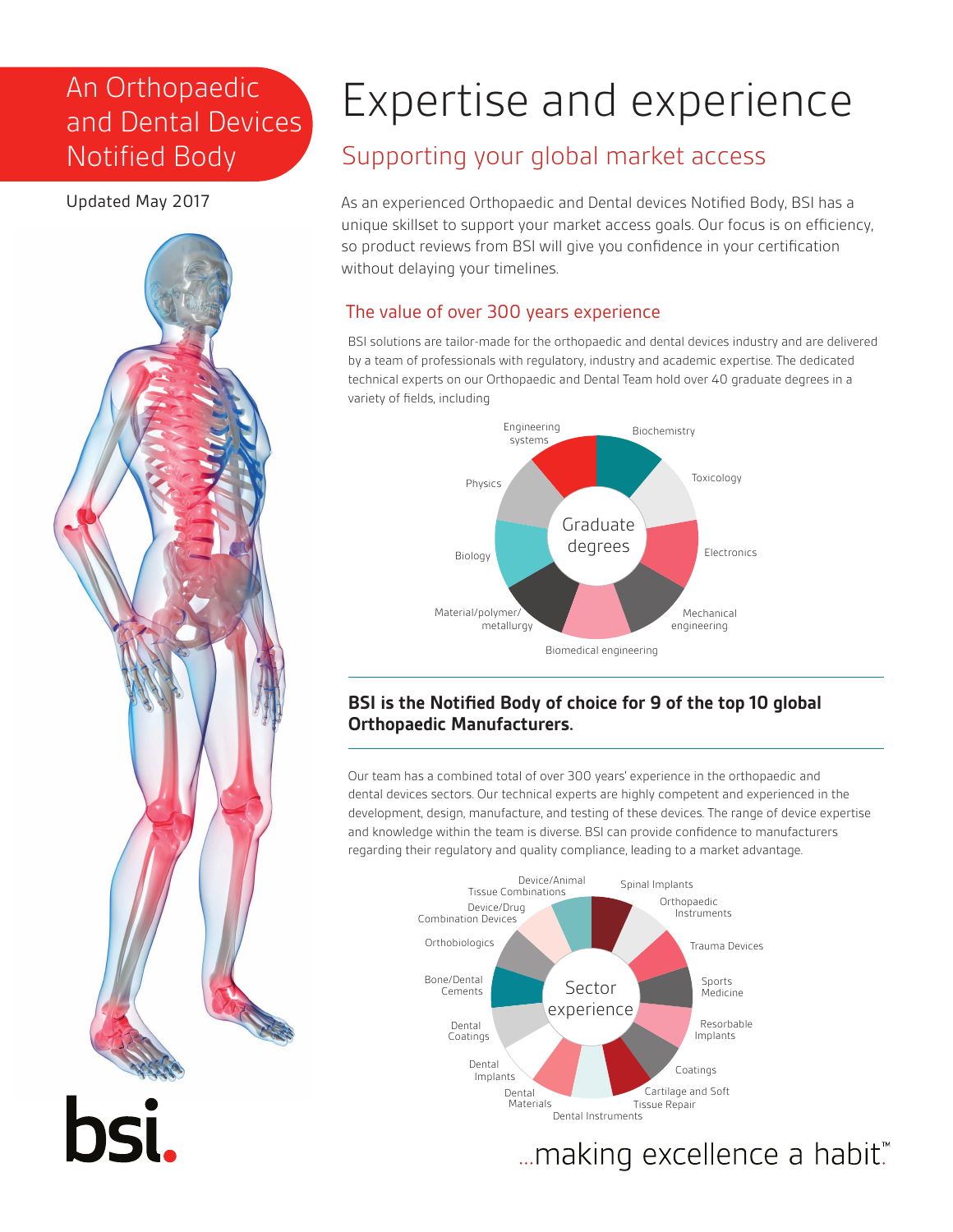# An Orthopaedic and Dental Devices Notified Body

Updated May 2017

# Expertise and experience

## Supporting your global market access

As an experienced Orthopaedic and Dental devices Notified Body, BSI has a unique skillset to support your market access goals. Our focus is on efficiency, so product reviews from BSI will give you confidence in your certification without delaying your timelines.

### The value of over 300 years experience

BSI solutions are tailor-made for the orthopaedic and dental devices industry and are delivered by a team of professionals with regulatory, industry and academic expertise. The dedicated technical experts on our Orthopaedic and Dental Team hold over 40 graduate degrees in a variety of fields, including

Graduate degrees:

- Engineering systems
- Biochemistry
- Toxicology
- Electronics
- Mechanical engineering
- Biomedical engineering
- Material/polymer/metallurgy
- Biology
- Physics

**BSI is the Notified Body of choice for 9 of the top 10 global Orthopaedic Manufacturers.**

Our team has a combined total of over 300 years' experience in the orthopaedic and dental devices sectors. Our technical experts are highly competent and experienced in the development, design, manufacture, and testing of these devices. The range of device expertise and knowledge within the team is diverse. BSI can provide confidence to manufacturers regarding their regulatory and quality compliance, leading to a market advantage.

Sector experience:

- Spinal Implants
- Orthopaedic Instruments
- Trauma Devices
- Sports Medicine
- Resorbable Implants
- Coatings
- Cartilage and Soft Tissue Repair
- Dental Instruments
- Dental Materials
- Dental Implants
- Dental Coatings
- Bone/Dental Cements
- Orthobiologics
- Device/Drug Combination Devices
- Device/Animal Tissue Combinations

bsi.

...making excellence a habit.™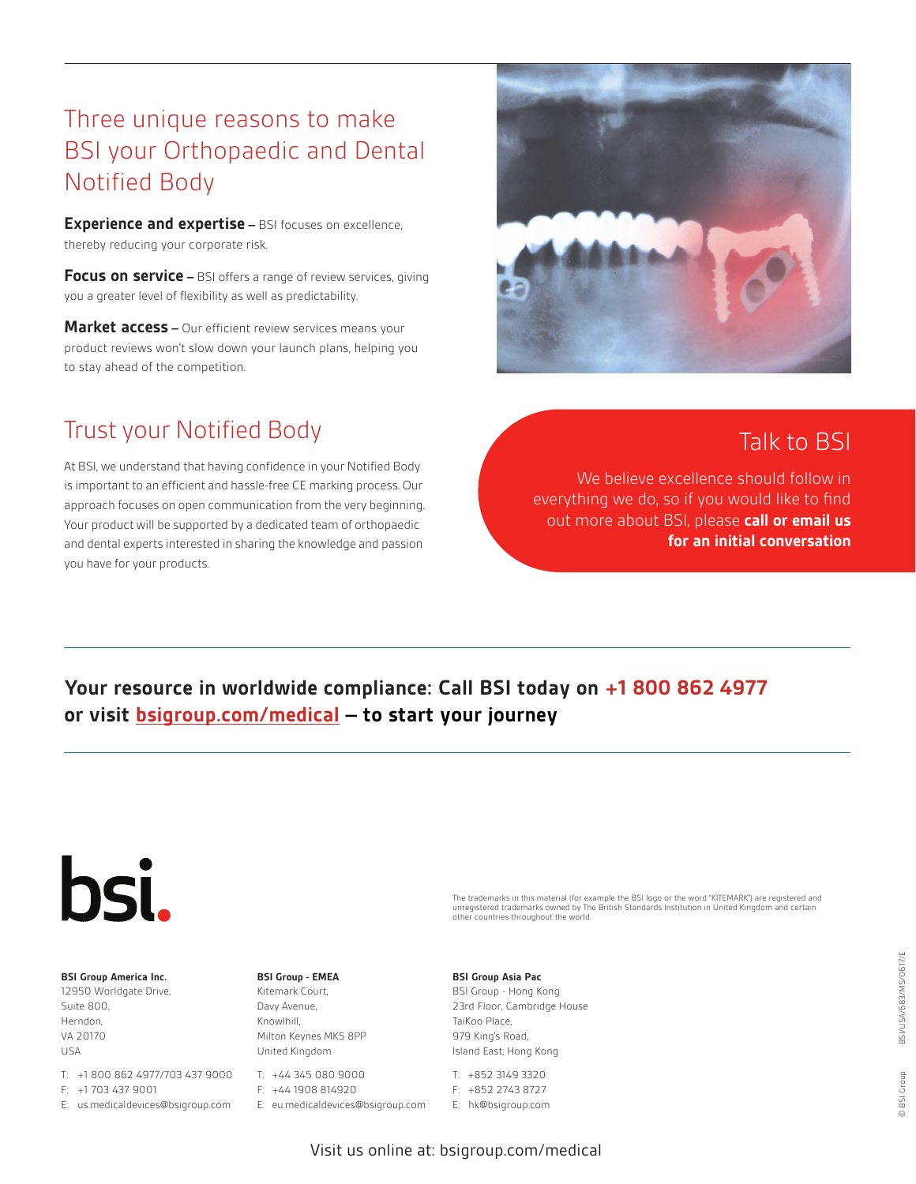## Three unique reasons to make BSI your Orthopaedic and Dental Notified Body

**Experience and expertise –** BSI focuses on excellence, thereby reducing your corporate risk.

**Focus on service –** BSI offers a range of review services, giving you a greater level of flexibility as well as predictability.

**Market access –** Our efficient review services means your product reviews won't slow down your launch plans, helping you to stay ahead of the competition.

## Trust your Notified Body

At BSI, we understand that having confidence in your Notified Body is important to an efficient and hassle-free CE marking process. Our approach focuses on open communication from the very beginning. Your product will be supported by a dedicated team of orthopaedic and dental experts interested in sharing the knowledge and passion you have for your products.

## Talk to BSI

We believe excellence should follow in everything we do, so if you would like to find out more about BSI, please **call or email us for an initial conversation**

**Your resource in worldwide compliance: Call BSI today on +1 800 862 4977 or visit bsigroup.com/medical – to start your journey**

bsi.

The trademarks in this material (for example the BSI logo or the word "KITEMARK") are registered and unregistered trademarks owned by The British Standards Institution in United Kingdom and certain other countries throughout the world.

**BSI Group America Inc.**
12950 Worldgate Drive,
Suite 800,
Herndon,
VA 20170
USA

T: +1 800 862 4977/703 437 9000
F: +1 703 437 9001
E: us.medicaldevices@bsigroup.com

**BSI Group - EMEA**
Kitemark Court,
Davy Avenue,
Knowlhill,
Milton Keynes MK5 8PP
United Kingdom

T: +44 345 080 9000
F: +44 1908 814920
E: eu.medicaldevices@bsigroup.com

**BSI Group Asia Pac**
BSI Group - Hong Kong
23rd Floor, Cambridge House
TaiKoo Place,
979 King's Road,
Island East, Hong Kong

T: +852 3149 3320
F: +852 2743 8727
E: hk@bsigroup.com

BSI/USA/683/MS/0617/E

© BSI Group

Visit us online at: bsigroup.com/medical